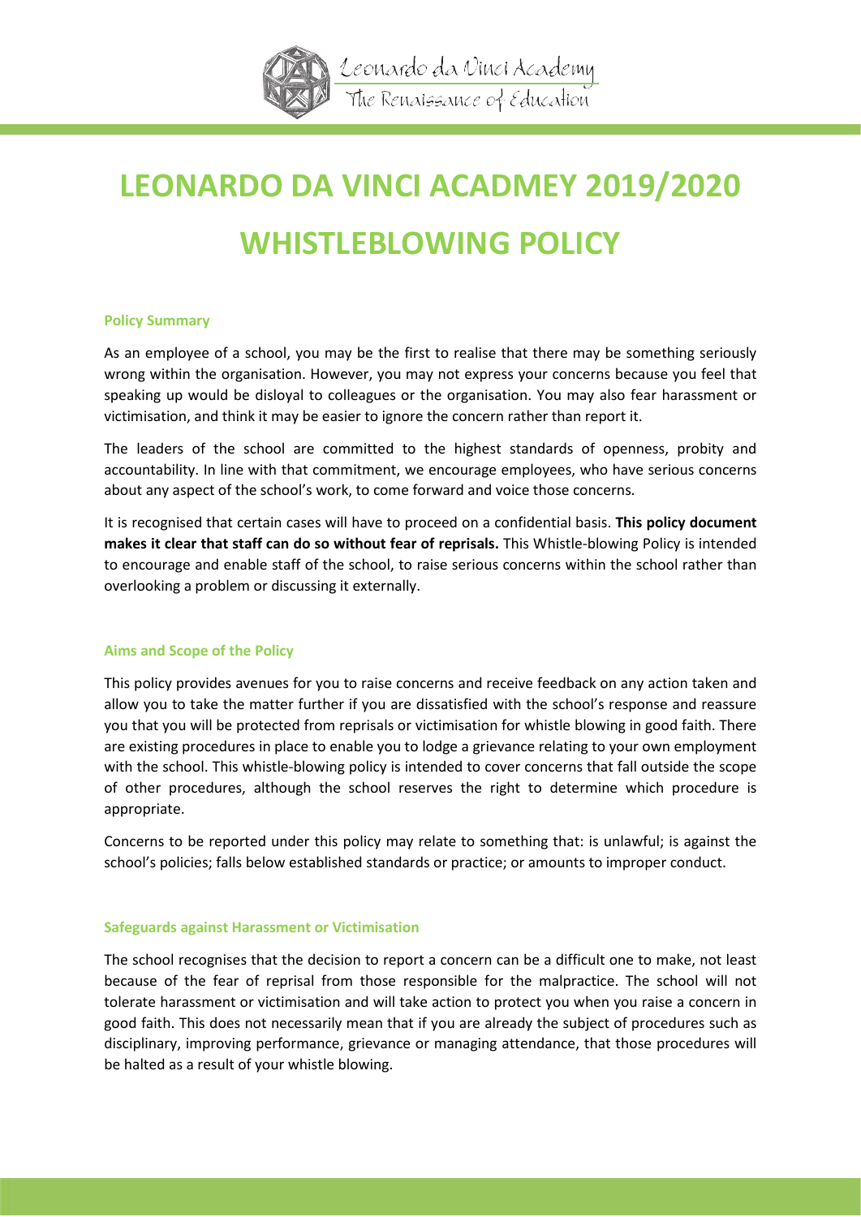# LEONARDO DA VINCI ACADMEY 2019/2020 WHISTLEBLOWING POLICY

### Policy Summary

As an employee of a school, you may be the first to realise that there may be something seriously wrong within the organisation. However, you may not express your concerns because you feel that speaking up would be disloyal to colleagues or the organisation. You may also fear harassment or victimisation, and think it may be easier to ignore the concern rather than report it.

The leaders of the school are committed to the highest standards of openness, probity and accountability. In line with that commitment, we encourage employees, who have serious concerns about any aspect of the school's work, to come forward and voice those concerns.

It is recognised that certain cases will have to proceed on a confidential basis. **This policy document makes it clear that staff can do so without fear of reprisals.** This Whistle-blowing Policy is intended to encourage and enable staff of the school, to raise serious concerns within the school rather than overlooking a problem or discussing it externally.

### Aims and Scope of the Policy

This policy provides avenues for you to raise concerns and receive feedback on any action taken and allow you to take the matter further if you are dissatisfied with the school's response and reassure you that you will be protected from reprisals or victimisation for whistle blowing in good faith. There are existing procedures in place to enable you to lodge a grievance relating to your own employment with the school. This whistle-blowing policy is intended to cover concerns that fall outside the scope of other procedures, although the school reserves the right to determine which procedure is appropriate.

Concerns to be reported under this policy may relate to something that: is unlawful; is against the school's policies; falls below established standards or practice; or amounts to improper conduct.

### Safeguards against Harassment or Victimisation

The school recognises that the decision to report a concern can be a difficult one to make, not least because of the fear of reprisal from those responsible for the malpractice. The school will not tolerate harassment or victimisation and will take action to protect you when you raise a concern in good faith. This does not necessarily mean that if you are already the subject of procedures such as disciplinary, improving performance, grievance or managing attendance, that those procedures will be halted as a result of your whistle blowing.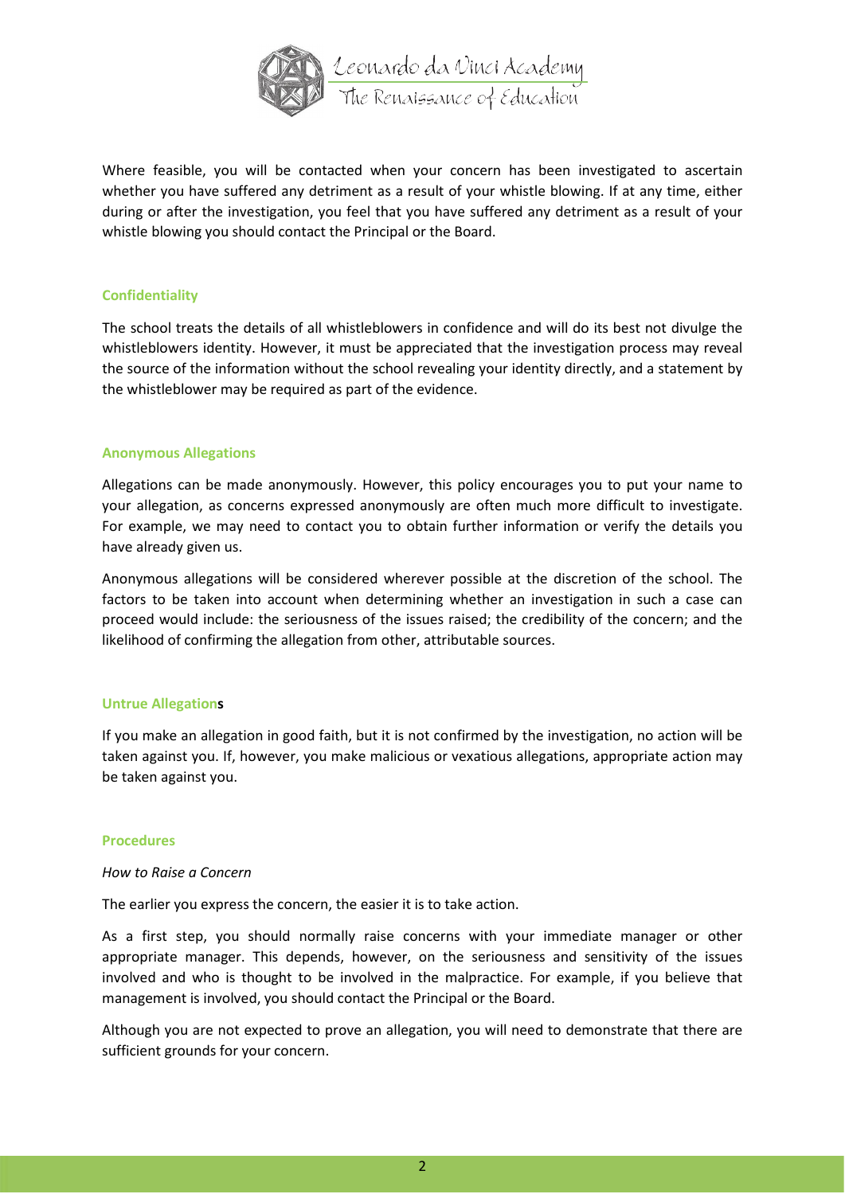Where feasible, you will be contacted when your concern has been investigated to ascertain whether you have suffered any detriment as a result of your whistle blowing. If at any time, either during or after the investigation, you feel that you have suffered any detriment as a result of your whistle blowing you should contact the Principal or the Board.

### Confidentiality

The school treats the details of all whistleblowers in confidence and will do its best not divulge the whistleblowers identity. However, it must be appreciated that the investigation process may reveal the source of the information without the school revealing your identity directly, and a statement by the whistleblower may be required as part of the evidence.

### Anonymous Allegations

Allegations can be made anonymously. However, this policy encourages you to put your name to your allegation, as concerns expressed anonymously are often much more difficult to investigate. For example, we may need to contact you to obtain further information or verify the details you have already given us.

Anonymous allegations will be considered wherever possible at the discretion of the school. The factors to be taken into account when determining whether an investigation in such a case can proceed would include: the seriousness of the issues raised; the credibility of the concern; and the likelihood of confirming the allegation from other, attributable sources.

### Untrue Allegations

If you make an allegation in good faith, but it is not confirmed by the investigation, no action will be taken against you. If, however, you make malicious or vexatious allegations, appropriate action may be taken against you.

### Procedures

*How to Raise a Concern*

The earlier you express the concern, the easier it is to take action.

As a first step, you should normally raise concerns with your immediate manager or other appropriate manager. This depends, however, on the seriousness and sensitivity of the issues involved and who is thought to be involved in the malpractice. For example, if you believe that management is involved, you should contact the Principal or the Board.

Although you are not expected to prove an allegation, you will need to demonstrate that there are sufficient grounds for your concern.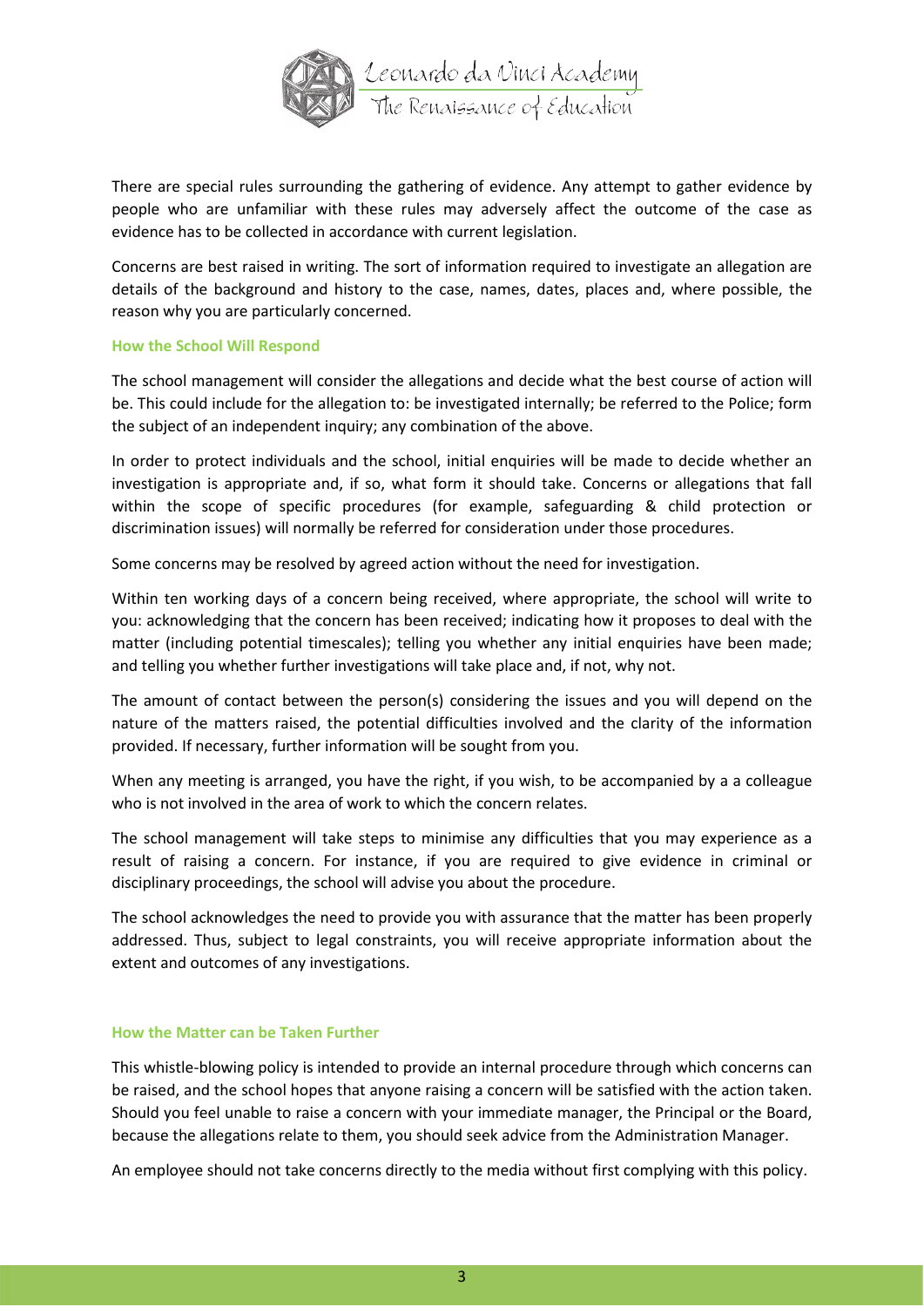There are special rules surrounding the gathering of evidence. Any attempt to gather evidence by people who are unfamiliar with these rules may adversely affect the outcome of the case as evidence has to be collected in accordance with current legislation.

Concerns are best raised in writing. The sort of information required to investigate an allegation are details of the background and history to the case, names, dates, places and, where possible, the reason why you are particularly concerned.

### How the School Will Respond

The school management will consider the allegations and decide what the best course of action will be. This could include for the allegation to: be investigated internally; be referred to the Police; form the subject of an independent inquiry; any combination of the above.

In order to protect individuals and the school, initial enquiries will be made to decide whether an investigation is appropriate and, if so, what form it should take. Concerns or allegations that fall within the scope of specific procedures (for example, safeguarding & child protection or discrimination issues) will normally be referred for consideration under those procedures.

Some concerns may be resolved by agreed action without the need for investigation.

Within ten working days of a concern being received, where appropriate, the school will write to you: acknowledging that the concern has been received; indicating how it proposes to deal with the matter (including potential timescales); telling you whether any initial enquiries have been made; and telling you whether further investigations will take place and, if not, why not.

The amount of contact between the person(s) considering the issues and you will depend on the nature of the matters raised, the potential difficulties involved and the clarity of the information provided. If necessary, further information will be sought from you.

When any meeting is arranged, you have the right, if you wish, to be accompanied by a a colleague who is not involved in the area of work to which the concern relates.

The school management will take steps to minimise any difficulties that you may experience as a result of raising a concern. For instance, if you are required to give evidence in criminal or disciplinary proceedings, the school will advise you about the procedure.

The school acknowledges the need to provide you with assurance that the matter has been properly addressed. Thus, subject to legal constraints, you will receive appropriate information about the extent and outcomes of any investigations.

### How the Matter can be Taken Further

This whistle-blowing policy is intended to provide an internal procedure through which concerns can be raised, and the school hopes that anyone raising a concern will be satisfied with the action taken. Should you feel unable to raise a concern with your immediate manager, the Principal or the Board, because the allegations relate to them, you should seek advice from the Administration Manager.

An employee should not take concerns directly to the media without first complying with this policy.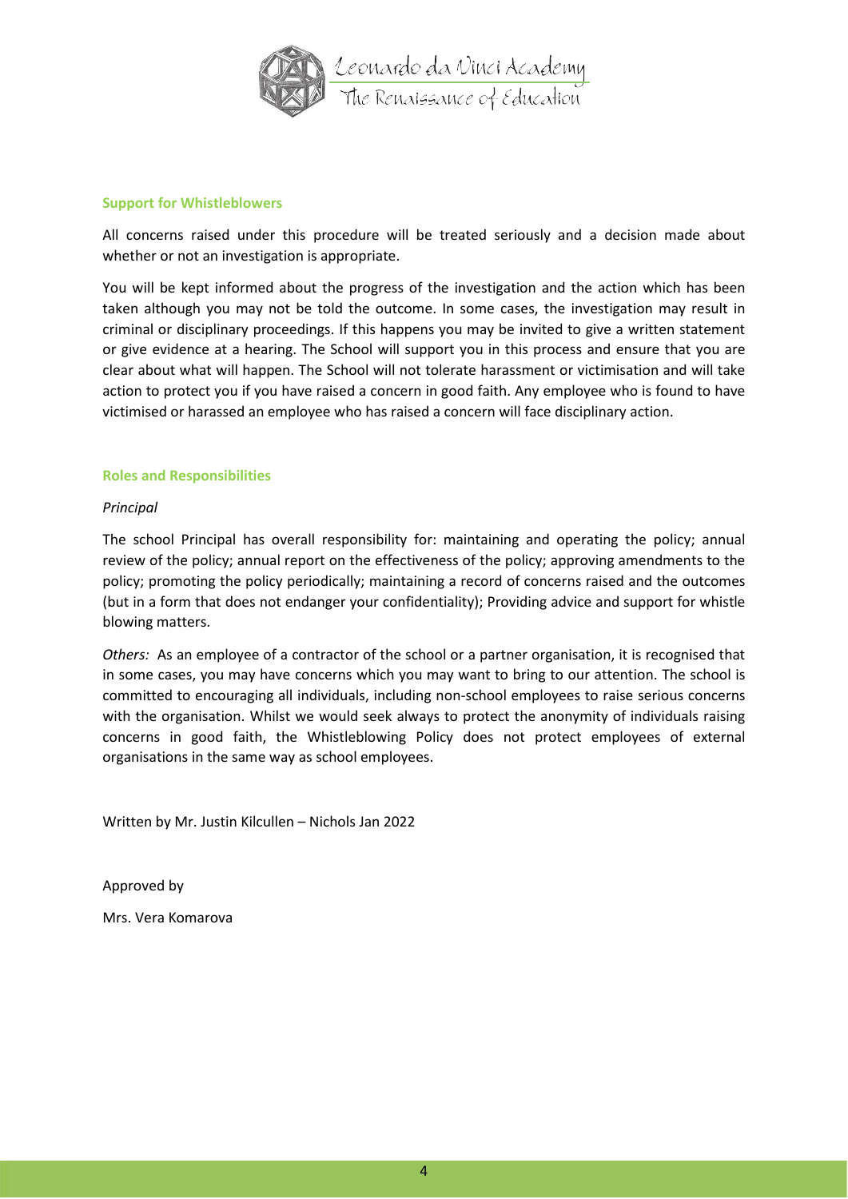## Support for Whistleblowers

All concerns raised under this procedure will be treated seriously and a decision made about whether or not an investigation is appropriate.

You will be kept informed about the progress of the investigation and the action which has been taken although you may not be told the outcome. In some cases, the investigation may result in criminal or disciplinary proceedings. If this happens you may be invited to give a written statement or give evidence at a hearing. The School will support you in this process and ensure that you are clear about what will happen. The School will not tolerate harassment or victimisation and will take action to protect you if you have raised a concern in good faith. Any employee who is found to have victimised or harassed an employee who has raised a concern will face disciplinary action.

## Roles and Responsibilities

*Principal*

The school Principal has overall responsibility for: maintaining and operating the policy; annual review of the policy; annual report on the effectiveness of the policy; approving amendments to the policy; promoting the policy periodically; maintaining a record of concerns raised and the outcomes (but in a form that does not endanger your confidentiality); Providing advice and support for whistle blowing matters.

*Others:* As an employee of a contractor of the school or a partner organisation, it is recognised that in some cases, you may have concerns which you may want to bring to our attention. The school is committed to encouraging all individuals, including non-school employees to raise serious concerns with the organisation. Whilst we would seek always to protect the anonymity of individuals raising concerns in good faith, the Whistleblowing Policy does not protect employees of external organisations in the same way as school employees.

Written by Mr. Justin Kilcullen – Nichols Jan 2022

Approved by

Mrs. Vera Komarova